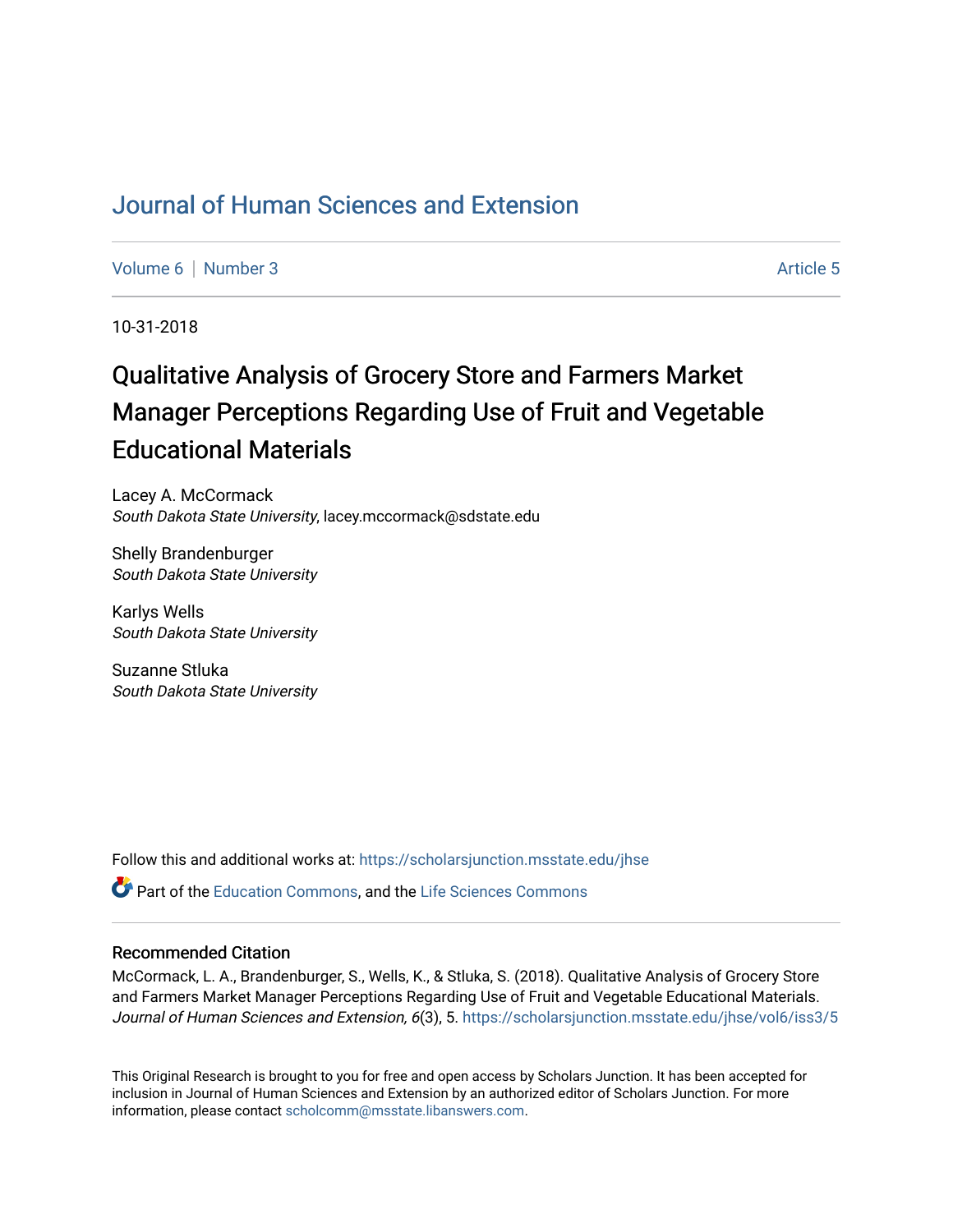# Journal of Human Sciences and Extension

Volume 6 | Number 3 Article 5

10-31-2018

## Qualitative Analysis of Grocery Store and Farmers Market Manager Perceptions Regarding Use of Fruit and Vegetable Educational Materials

Lacey A. McCormack
*South Dakota State University*, lacey.mccormack@sdstate.edu

Shelly Brandenburger
*South Dakota State University*

Karlys Wells
*South Dakota State University*

Suzanne Stluka
*South Dakota State University*

Follow this and additional works at: https://scholarsjunction.msstate.edu/jhse

Part of the Education Commons, and the Life Sciences Commons

### Recommended Citation

McCormack, L. A., Brandenburger, S., Wells, K., & Stluka, S. (2018). Qualitative Analysis of Grocery Store and Farmers Market Manager Perceptions Regarding Use of Fruit and Vegetable Educational Materials. *Journal of Human Sciences and Extension, 6*(3), 5. https://scholarsjunction.msstate.edu/jhse/vol6/iss3/5

This Original Research is brought to you for free and open access by Scholars Junction. It has been accepted for inclusion in Journal of Human Sciences and Extension by an authorized editor of Scholars Junction. For more information, please contact scholcomm@msstate.libanswers.com.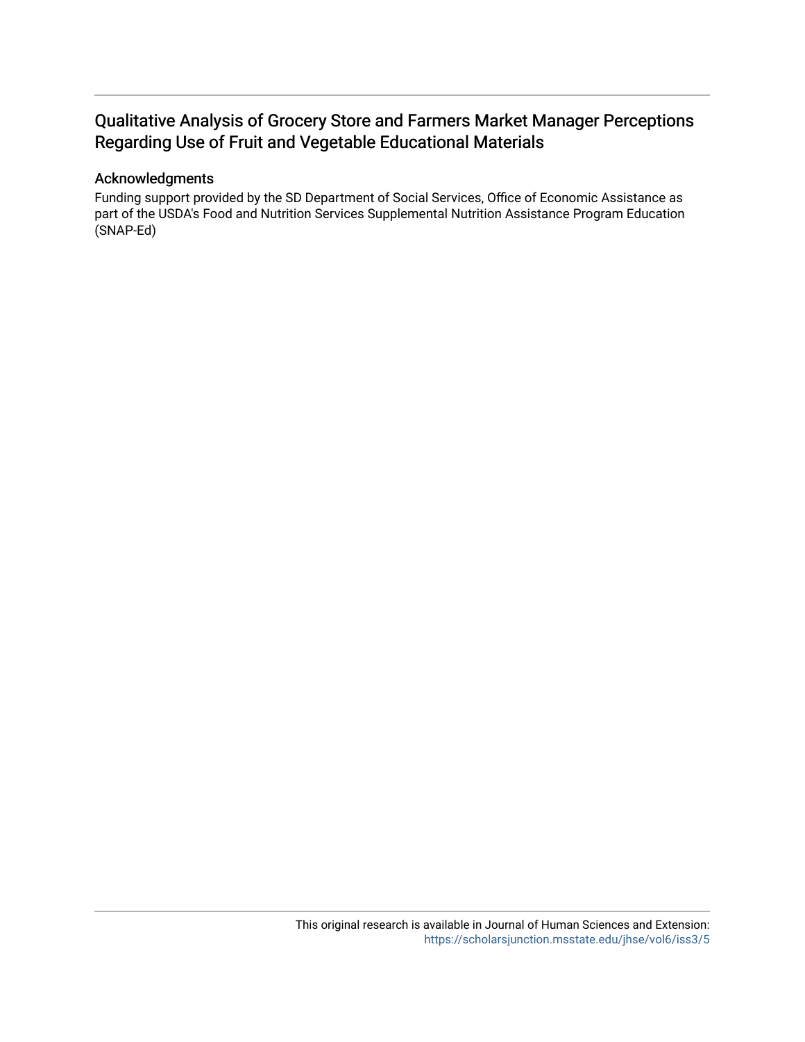# Qualitative Analysis of Grocery Store and Farmers Market Manager Perceptions Regarding Use of Fruit and Vegetable Educational Materials

## Acknowledgments

Funding support provided by the SD Department of Social Services, Office of Economic Assistance as part of the USDA's Food and Nutrition Services Supplemental Nutrition Assistance Program Education (SNAP-Ed)

This original research is available in Journal of Human Sciences and Extension: https://scholarsjunction.msstate.edu/jhse/vol6/iss3/5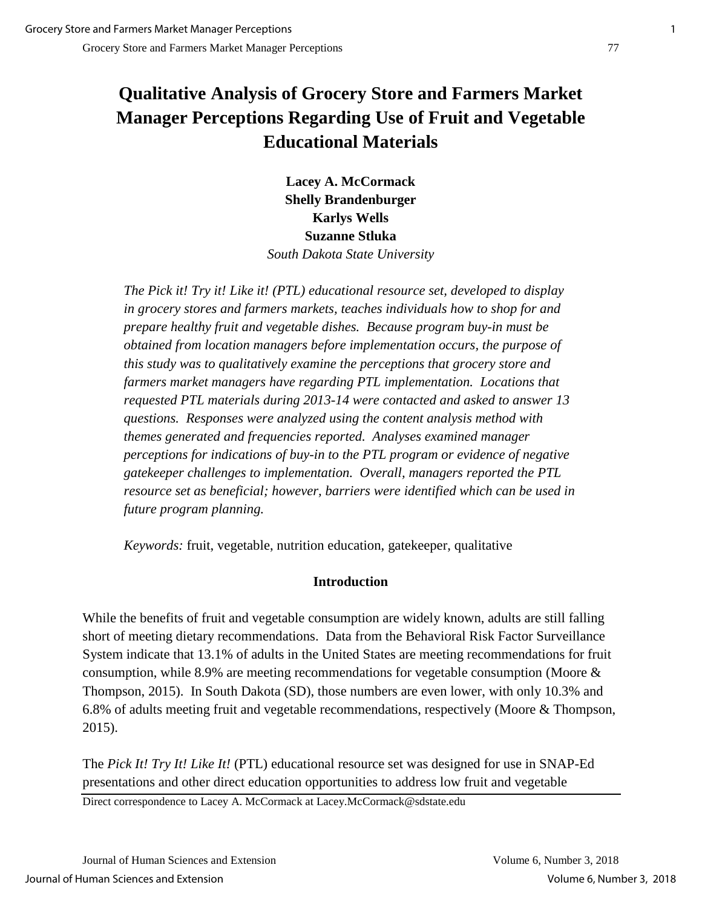# Qualitative Analysis of Grocery Store and Farmers Market Manager Perceptions Regarding Use of Fruit and Vegetable Educational Materials

**Lacey A. McCormack**
**Shelly Brandenburger**
**Karlys Wells**
**Suzanne Stluka**
*South Dakota State University*

*The Pick it! Try it! Like it! (PTL) educational resource set, developed to display in grocery stores and farmers markets, teaches individuals how to shop for and prepare healthy fruit and vegetable dishes. Because program buy-in must be obtained from location managers before implementation occurs, the purpose of this study was to qualitatively examine the perceptions that grocery store and farmers market managers have regarding PTL implementation. Locations that requested PTL materials during 2013-14 were contacted and asked to answer 13 questions. Responses were analyzed using the content analysis method with themes generated and frequencies reported. Analyses examined manager perceptions for indications of buy-in to the PTL program or evidence of negative gatekeeper challenges to implementation. Overall, managers reported the PTL resource set as beneficial; however, barriers were identified which can be used in future program planning.*

*Keywords:* fruit, vegetable, nutrition education, gatekeeper, qualitative

## Introduction

While the benefits of fruit and vegetable consumption are widely known, adults are still falling short of meeting dietary recommendations. Data from the Behavioral Risk Factor Surveillance System indicate that 13.1% of adults in the United States are meeting recommendations for fruit consumption, while 8.9% are meeting recommendations for vegetable consumption (Moore & Thompson, 2015). In South Dakota (SD), those numbers are even lower, with only 10.3% and 6.8% of adults meeting fruit and vegetable recommendations, respectively (Moore & Thompson, 2015).

The *Pick It! Try It! Like It!* (PTL) educational resource set was designed for use in SNAP-Ed presentations and other direct education opportunities to address low fruit and vegetable

Direct correspondence to Lacey A. McCormack at Lacey.McCormack@sdstate.edu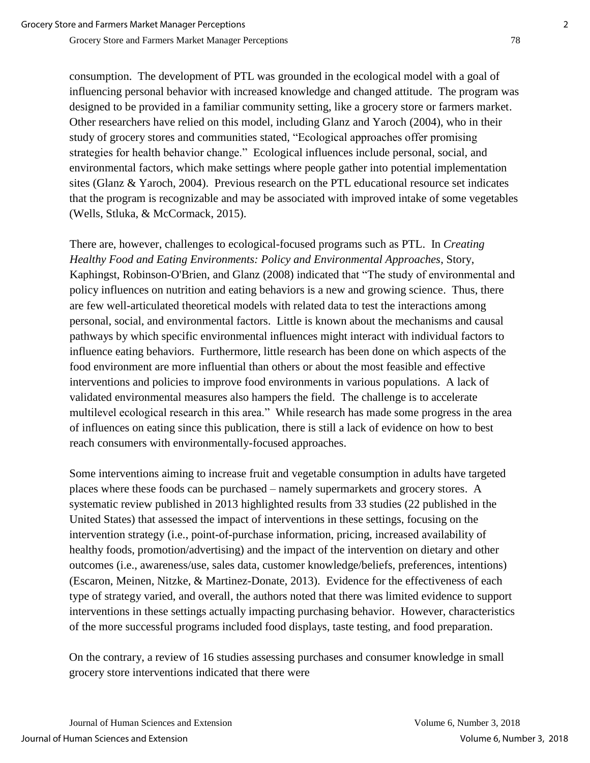consumption. The development of PTL was grounded in the ecological model with a goal of influencing personal behavior with increased knowledge and changed attitude. The program was designed to be provided in a familiar community setting, like a grocery store or farmers market. Other researchers have relied on this model, including Glanz and Yaroch (2004), who in their study of grocery stores and communities stated, "Ecological approaches offer promising strategies for health behavior change." Ecological influences include personal, social, and environmental factors, which make settings where people gather into potential implementation sites (Glanz & Yaroch, 2004). Previous research on the PTL educational resource set indicates that the program is recognizable and may be associated with improved intake of some vegetables (Wells, Stluka, & McCormack, 2015).

There are, however, challenges to ecological-focused programs such as PTL. In *Creating Healthy Food and Eating Environments: Policy and Environmental Approaches*, Story, Kaphingst, Robinson-O'Brien, and Glanz (2008) indicated that "The study of environmental and policy influences on nutrition and eating behaviors is a new and growing science. Thus, there are few well-articulated theoretical models with related data to test the interactions among personal, social, and environmental factors. Little is known about the mechanisms and causal pathways by which specific environmental influences might interact with individual factors to influence eating behaviors. Furthermore, little research has been done on which aspects of the food environment are more influential than others or about the most feasible and effective interventions and policies to improve food environments in various populations. A lack of validated environmental measures also hampers the field. The challenge is to accelerate multilevel ecological research in this area." While research has made some progress in the area of influences on eating since this publication, there is still a lack of evidence on how to best reach consumers with environmentally-focused approaches.

Some interventions aiming to increase fruit and vegetable consumption in adults have targeted places where these foods can be purchased – namely supermarkets and grocery stores. A systematic review published in 2013 highlighted results from 33 studies (22 published in the United States) that assessed the impact of interventions in these settings, focusing on the intervention strategy (i.e., point-of-purchase information, pricing, increased availability of healthy foods, promotion/advertising) and the impact of the intervention on dietary and other outcomes (i.e., awareness/use, sales data, customer knowledge/beliefs, preferences, intentions) (Escaron, Meinen, Nitzke, & Martinez-Donate, 2013). Evidence for the effectiveness of each type of strategy varied, and overall, the authors noted that there was limited evidence to support interventions in these settings actually impacting purchasing behavior. However, characteristics of the more successful programs included food displays, taste testing, and food preparation.

On the contrary, a review of 16 studies assessing purchases and consumer knowledge in small grocery store interventions indicated that there were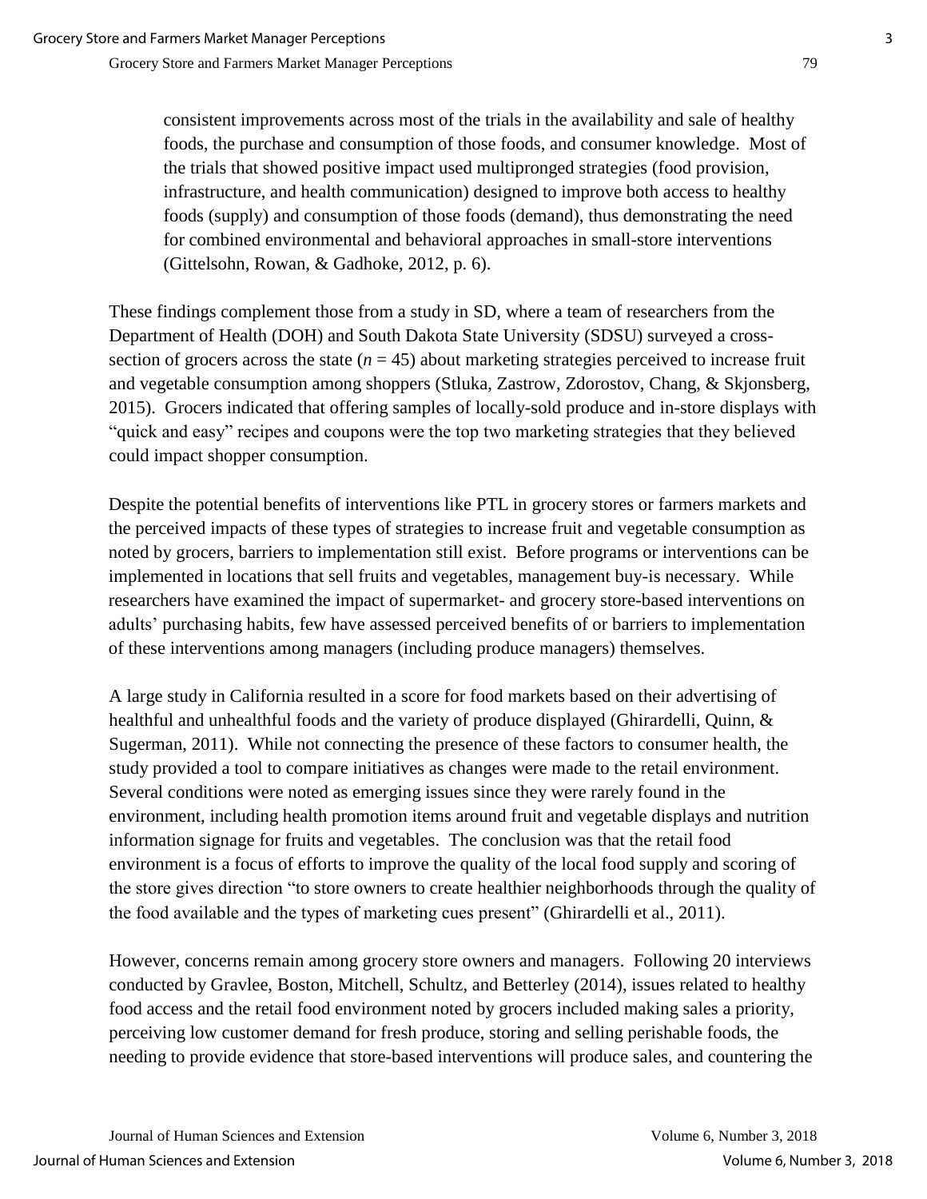consistent improvements across most of the trials in the availability and sale of healthy foods, the purchase and consumption of those foods, and consumer knowledge. Most of the trials that showed positive impact used multipronged strategies (food provision, infrastructure, and health communication) designed to improve both access to healthy foods (supply) and consumption of those foods (demand), thus demonstrating the need for combined environmental and behavioral approaches in small-store interventions (Gittelsohn, Rowan, & Gadhoke, 2012, p. 6).

These findings complement those from a study in SD, where a team of researchers from the Department of Health (DOH) and South Dakota State University (SDSU) surveyed a cross-section of grocers across the state ($n$ = 45) about marketing strategies perceived to increase fruit and vegetable consumption among shoppers (Stluka, Zastrow, Zdorostov, Chang, & Skjonsberg, 2015). Grocers indicated that offering samples of locally-sold produce and in-store displays with "quick and easy" recipes and coupons were the top two marketing strategies that they believed could impact shopper consumption.

Despite the potential benefits of interventions like PTL in grocery stores or farmers markets and the perceived impacts of these types of strategies to increase fruit and vegetable consumption as noted by grocers, barriers to implementation still exist. Before programs or interventions can be implemented in locations that sell fruits and vegetables, management buy-is necessary. While researchers have examined the impact of supermarket- and grocery store-based interventions on adults' purchasing habits, few have assessed perceived benefits of or barriers to implementation of these interventions among managers (including produce managers) themselves.

A large study in California resulted in a score for food markets based on their advertising of healthful and unhealthful foods and the variety of produce displayed (Ghirardelli, Quinn, & Sugerman, 2011). While not connecting the presence of these factors to consumer health, the study provided a tool to compare initiatives as changes were made to the retail environment. Several conditions were noted as emerging issues since they were rarely found in the environment, including health promotion items around fruit and vegetable displays and nutrition information signage for fruits and vegetables. The conclusion was that the retail food environment is a focus of efforts to improve the quality of the local food supply and scoring of the store gives direction "to store owners to create healthier neighborhoods through the quality of the food available and the types of marketing cues present" (Ghirardelli et al., 2011).

However, concerns remain among grocery store owners and managers. Following 20 interviews conducted by Gravlee, Boston, Mitchell, Schultz, and Betterley (2014), issues related to healthy food access and the retail food environment noted by grocers included making sales a priority, perceiving low customer demand for fresh produce, storing and selling perishable foods, the needing to provide evidence that store-based interventions will produce sales, and countering the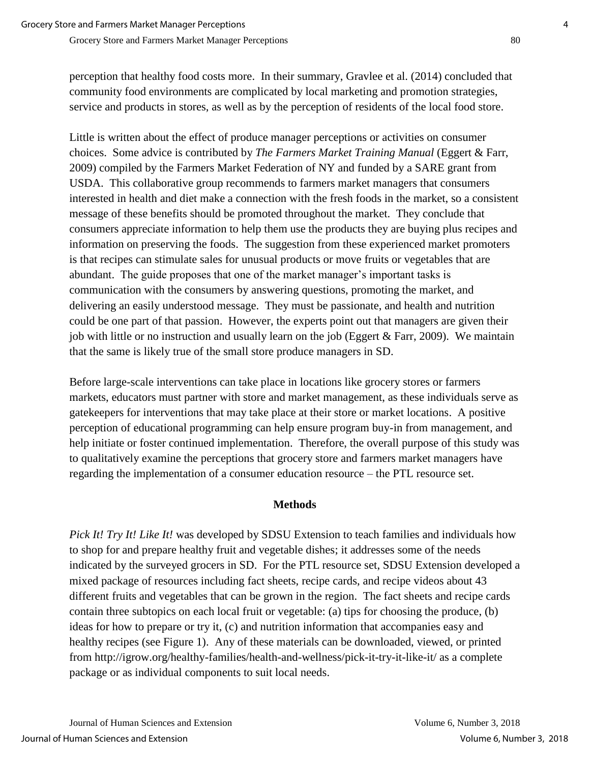perception that healthy food costs more. In their summary, Gravlee et al. (2014) concluded that community food environments are complicated by local marketing and promotion strategies, service and products in stores, as well as by the perception of residents of the local food store.

Little is written about the effect of produce manager perceptions or activities on consumer choices. Some advice is contributed by *The Farmers Market Training Manual* (Eggert & Farr, 2009) compiled by the Farmers Market Federation of NY and funded by a SARE grant from USDA. This collaborative group recommends to farmers market managers that consumers interested in health and diet make a connection with the fresh foods in the market, so a consistent message of these benefits should be promoted throughout the market. They conclude that consumers appreciate information to help them use the products they are buying plus recipes and information on preserving the foods. The suggestion from these experienced market promoters is that recipes can stimulate sales for unusual products or move fruits or vegetables that are abundant. The guide proposes that one of the market manager's important tasks is communication with the consumers by answering questions, promoting the market, and delivering an easily understood message. They must be passionate, and health and nutrition could be one part of that passion. However, the experts point out that managers are given their job with little or no instruction and usually learn on the job (Eggert & Farr, 2009). We maintain that the same is likely true of the small store produce managers in SD.

Before large-scale interventions can take place in locations like grocery stores or farmers markets, educators must partner with store and market management, as these individuals serve as gatekeepers for interventions that may take place at their store or market locations. A positive perception of educational programming can help ensure program buy-in from management, and help initiate or foster continued implementation. Therefore, the overall purpose of this study was to qualitatively examine the perceptions that grocery store and farmers market managers have regarding the implementation of a consumer education resource – the PTL resource set.

## Methods

*Pick It! Try It! Like It!* was developed by SDSU Extension to teach families and individuals how to shop for and prepare healthy fruit and vegetable dishes; it addresses some of the needs indicated by the surveyed grocers in SD. For the PTL resource set, SDSU Extension developed a mixed package of resources including fact sheets, recipe cards, and recipe videos about 43 different fruits and vegetables that can be grown in the region. The fact sheets and recipe cards contain three subtopics on each local fruit or vegetable: (a) tips for choosing the produce, (b) ideas for how to prepare or try it, (c) and nutrition information that accompanies easy and healthy recipes (see Figure 1). Any of these materials can be downloaded, viewed, or printed from http://igrow.org/healthy-families/health-and-wellness/pick-it-try-it-like-it/ as a complete package or as individual components to suit local needs.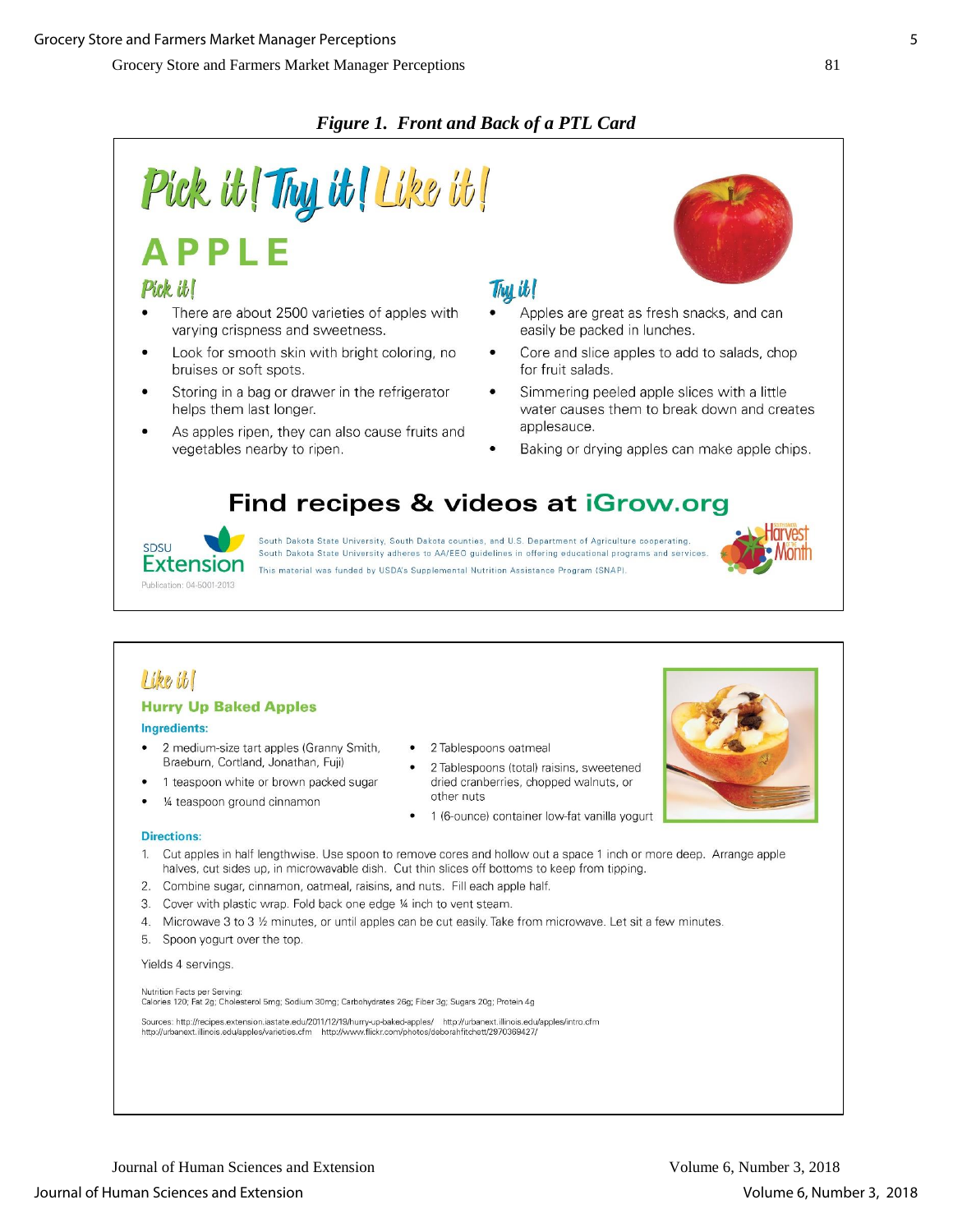*Figure 1. Front and Back of a PTL Card*

# Pick it! Try it! Like it!

## APPLE

### Pick it!

- There are about 2500 varieties of apples with varying crispness and sweetness.
- Look for smooth skin with bright coloring, no bruises or soft spots.
- Storing in a bag or drawer in the refrigerator helps them last longer.
- As apples ripen, they can also cause fruits and vegetables nearby to ripen.

### Try it!

- Apples are great as fresh snacks, and can easily be packed in lunches.
- Core and slice apples to add to salads, chop for fruit salads.
- Simmering peeled apple slices with a little water causes them to break down and creates applesauce.
- Baking or drying apples can make apple chips.

**Find recipes & videos at iGrow.org**

SDSU Extension

South Dakota State University, South Dakota counties, and U.S. Department of Agriculture cooperating. South Dakota State University adheres to AA/EEO guidelines in offering educational programs and services.

This material was funded by USDA's Supplemental Nutrition Assistance Program (SNAP).

Publication: 04-5001-2013

Harvest of the Month

### Like it!

**Hurry Up Baked Apples**

**Ingredients:**

- 2 medium-size tart apples (Granny Smith, Braeburn, Cortland, Jonathan, Fuji)
- 1 teaspoon white or brown packed sugar
- ¼ teaspoon ground cinnamon
- 2 Tablespoons oatmeal
- 2 Tablespoons (total) raisins, sweetened dried cranberries, chopped walnuts, or other nuts
- 1 (6-ounce) container low-fat vanilla yogurt

**Directions:**

1. Cut apples in half lengthwise. Use spoon to remove cores and hollow out a space 1 inch or more deep. Arrange apple halves, cut sides up, in microwavable dish. Cut thin slices off bottoms to keep from tipping.
2. Combine sugar, cinnamon, oatmeal, raisins, and nuts. Fill each apple half.
3. Cover with plastic wrap. Fold back one edge ¼ inch to vent steam.
4. Microwave 3 to 3 ½ minutes, or until apples can be cut easily. Take from microwave. Let sit a few minutes.
5. Spoon yogurt over the top.

Yields 4 servings.

Nutrition Facts per Serving:
Calories 120; Fat 2g; Cholesterol 5mg; Sodium 30mg; Carbohydrates 26g; Fiber 3g; Sugars 20g; Protein 4g

Sources: http://recipes.extension.iastate.edu/2011/12/19/hurry-up-baked-apples/ http://urbanext.illinois.edu/apples/intro.cfm http://urbanext.illinois.edu/apples/varieties.cfm http://www.flickr.com/photos/deborahfitchett/2970369427/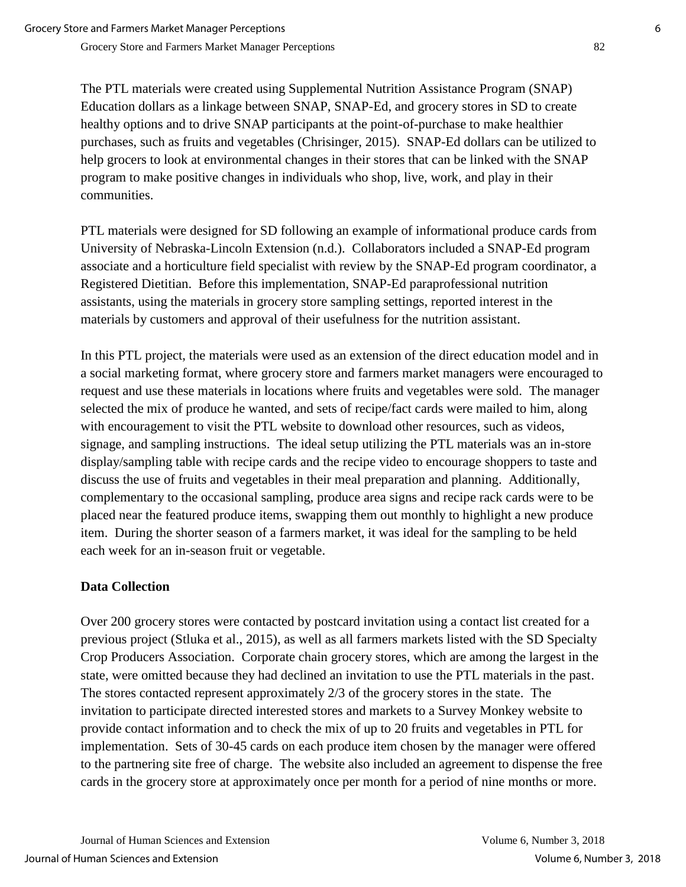The PTL materials were created using Supplemental Nutrition Assistance Program (SNAP) Education dollars as a linkage between SNAP, SNAP-Ed, and grocery stores in SD to create healthy options and to drive SNAP participants at the point-of-purchase to make healthier purchases, such as fruits and vegetables (Chrisinger, 2015). SNAP-Ed dollars can be utilized to help grocers to look at environmental changes in their stores that can be linked with the SNAP program to make positive changes in individuals who shop, live, work, and play in their communities.

PTL materials were designed for SD following an example of informational produce cards from University of Nebraska-Lincoln Extension (n.d.). Collaborators included a SNAP-Ed program associate and a horticulture field specialist with review by the SNAP-Ed program coordinator, a Registered Dietitian. Before this implementation, SNAP-Ed paraprofessional nutrition assistants, using the materials in grocery store sampling settings, reported interest in the materials by customers and approval of their usefulness for the nutrition assistant.

In this PTL project, the materials were used as an extension of the direct education model and in a social marketing format, where grocery store and farmers market managers were encouraged to request and use these materials in locations where fruits and vegetables were sold. The manager selected the mix of produce he wanted, and sets of recipe/fact cards were mailed to him, along with encouragement to visit the PTL website to download other resources, such as videos, signage, and sampling instructions. The ideal setup utilizing the PTL materials was an in-store display/sampling table with recipe cards and the recipe video to encourage shoppers to taste and discuss the use of fruits and vegetables in their meal preparation and planning. Additionally, complementary to the occasional sampling, produce area signs and recipe rack cards were to be placed near the featured produce items, swapping them out monthly to highlight a new produce item. During the shorter season of a farmers market, it was ideal for the sampling to be held each week for an in-season fruit or vegetable.

### Data Collection

Over 200 grocery stores were contacted by postcard invitation using a contact list created for a previous project (Stluka et al., 2015), as well as all farmers markets listed with the SD Specialty Crop Producers Association. Corporate chain grocery stores, which are among the largest in the state, were omitted because they had declined an invitation to use the PTL materials in the past. The stores contacted represent approximately 2/3 of the grocery stores in the state. The invitation to participate directed interested stores and markets to a Survey Monkey website to provide contact information and to check the mix of up to 20 fruits and vegetables in PTL for implementation. Sets of 30-45 cards on each produce item chosen by the manager were offered to the partnering site free of charge. The website also included an agreement to dispense the free cards in the grocery store at approximately once per month for a period of nine months or more.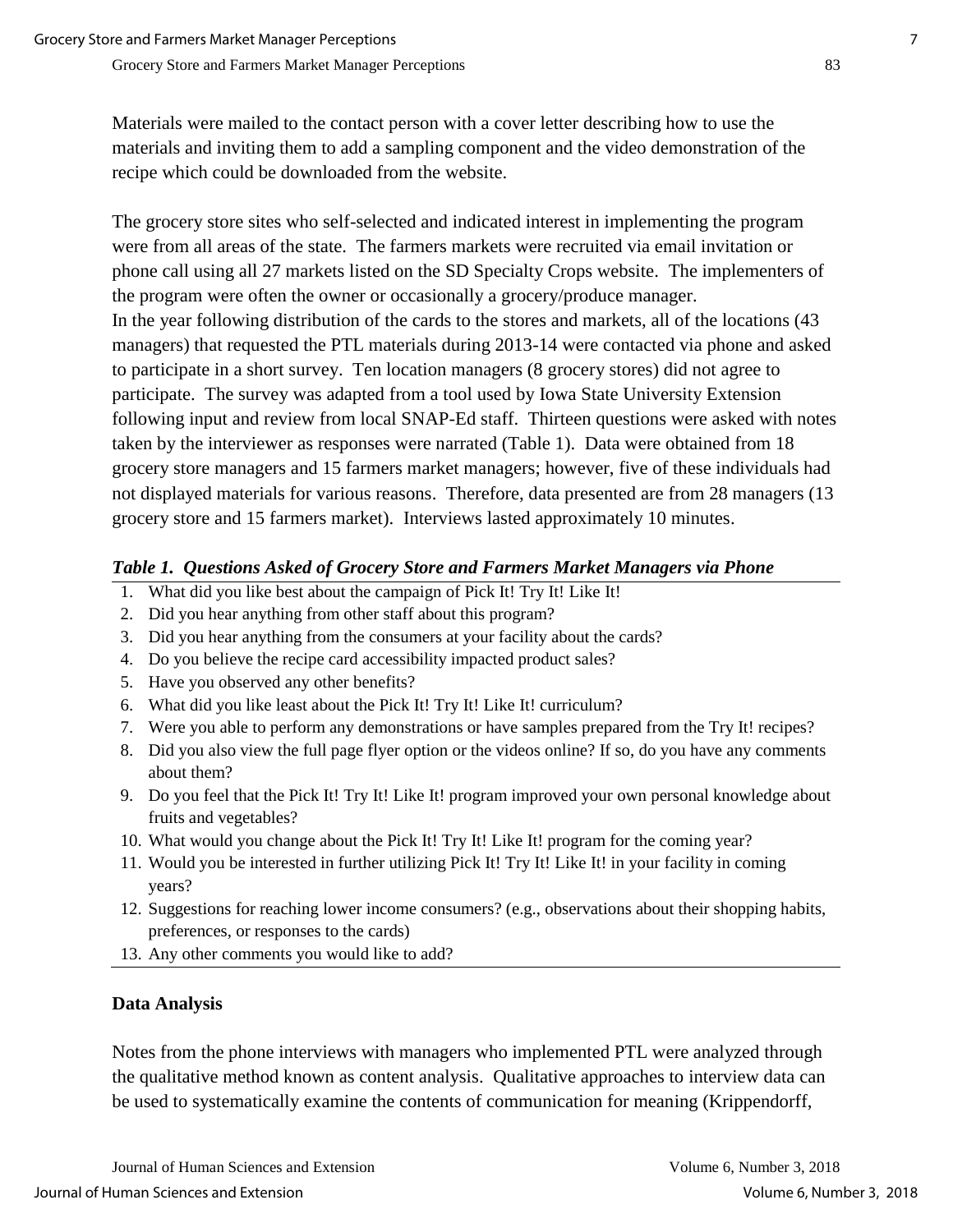Materials were mailed to the contact person with a cover letter describing how to use the materials and inviting them to add a sampling component and the video demonstration of the recipe which could be downloaded from the website.

The grocery store sites who self-selected and indicated interest in implementing the program were from all areas of the state. The farmers markets were recruited via email invitation or phone call using all 27 markets listed on the SD Specialty Crops website. The implementers of the program were often the owner or occasionally a grocery/produce manager.
In the year following distribution of the cards to the stores and markets, all of the locations (43 managers) that requested the PTL materials during 2013-14 were contacted via phone and asked to participate in a short survey. Ten location managers (8 grocery stores) did not agree to participate. The survey was adapted from a tool used by Iowa State University Extension following input and review from local SNAP-Ed staff. Thirteen questions were asked with notes taken by the interviewer as responses were narrated (Table 1). Data were obtained from 18 grocery store managers and 15 farmers market managers; however, five of these individuals had not displayed materials for various reasons. Therefore, data presented are from 28 managers (13 grocery store and 15 farmers market). Interviews lasted approximately 10 minutes.

***Table 1. Questions Asked of Grocery Store and Farmers Market Managers via Phone***

1. What did you like best about the campaign of Pick It! Try It! Like It!
2. Did you hear anything from other staff about this program?
3. Did you hear anything from the consumers at your facility about the cards?
4. Do you believe the recipe card accessibility impacted product sales?
5. Have you observed any other benefits?
6. What did you like least about the Pick It! Try It! Like It! curriculum?
7. Were you able to perform any demonstrations or have samples prepared from the Try It! recipes?
8. Did you also view the full page flyer option or the videos online? If so, do you have any comments about them?
9. Do you feel that the Pick It! Try It! Like It! program improved your own personal knowledge about fruits and vegetables?
10. What would you change about the Pick It! Try It! Like It! program for the coming year?
11. Would you be interested in further utilizing Pick It! Try It! Like It! in your facility in coming years?
12. Suggestions for reaching lower income consumers? (e.g., observations about their shopping habits, preferences, or responses to the cards)
13. Any other comments you would like to add?

**Data Analysis**

Notes from the phone interviews with managers who implemented PTL were analyzed through the qualitative method known as content analysis. Qualitative approaches to interview data can be used to systematically examine the contents of communication for meaning (Krippendorff,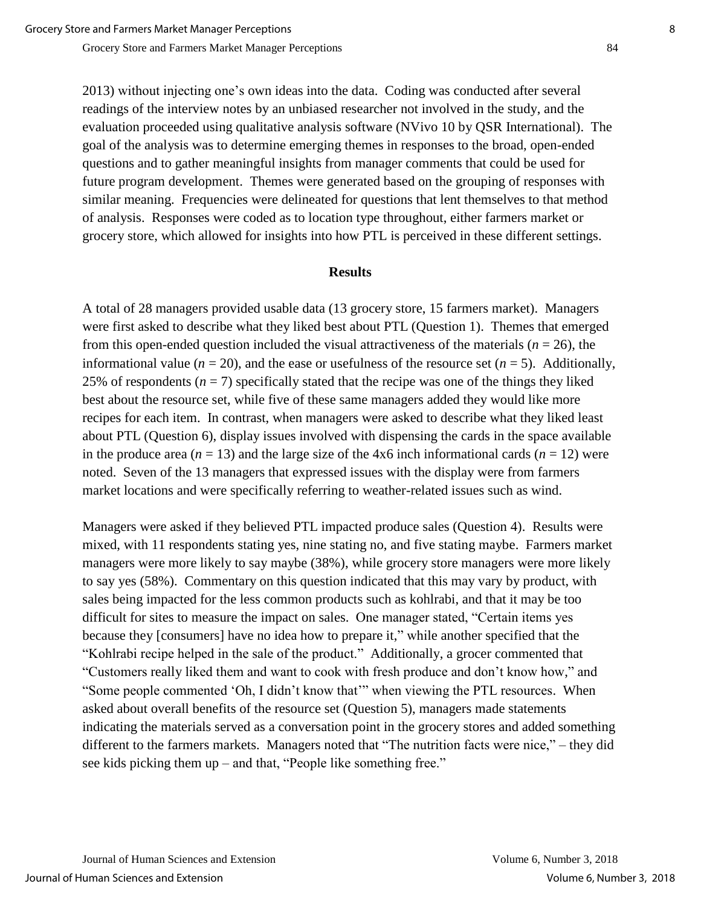2013) without injecting one's own ideas into the data. Coding was conducted after several readings of the interview notes by an unbiased researcher not involved in the study, and the evaluation proceeded using qualitative analysis software (NVivo 10 by QSR International). The goal of the analysis was to determine emerging themes in responses to the broad, open-ended questions and to gather meaningful insights from manager comments that could be used for future program development. Themes were generated based on the grouping of responses with similar meaning. Frequencies were delineated for questions that lent themselves to that method of analysis. Responses were coded as to location type throughout, either farmers market or grocery store, which allowed for insights into how PTL is perceived in these different settings.

## Results

A total of 28 managers provided usable data (13 grocery store, 15 farmers market). Managers were first asked to describe what they liked best about PTL (Question 1). Themes that emerged from this open-ended question included the visual attractiveness of the materials ($n = 26$), the informational value ($n = 20$), and the ease or usefulness of the resource set ($n = 5$). Additionally, 25% of respondents ($n = 7$) specifically stated that the recipe was one of the things they liked best about the resource set, while five of these same managers added they would like more recipes for each item. In contrast, when managers were asked to describe what they liked least about PTL (Question 6), display issues involved with dispensing the cards in the space available in the produce area ($n = 13$) and the large size of the 4x6 inch informational cards ($n = 12$) were noted. Seven of the 13 managers that expressed issues with the display were from farmers market locations and were specifically referring to weather-related issues such as wind.

Managers were asked if they believed PTL impacted produce sales (Question 4). Results were mixed, with 11 respondents stating yes, nine stating no, and five stating maybe. Farmers market managers were more likely to say maybe (38%), while grocery store managers were more likely to say yes (58%). Commentary on this question indicated that this may vary by product, with sales being impacted for the less common products such as kohlrabi, and that it may be too difficult for sites to measure the impact on sales. One manager stated, "Certain items yes because they [consumers] have no idea how to prepare it," while another specified that the "Kohlrabi recipe helped in the sale of the product." Additionally, a grocer commented that "Customers really liked them and want to cook with fresh produce and don't know how," and "Some people commented 'Oh, I didn't know that'" when viewing the PTL resources. When asked about overall benefits of the resource set (Question 5), managers made statements indicating the materials served as a conversation point in the grocery stores and added something different to the farmers markets. Managers noted that "The nutrition facts were nice," – they did see kids picking them up – and that, "People like something free."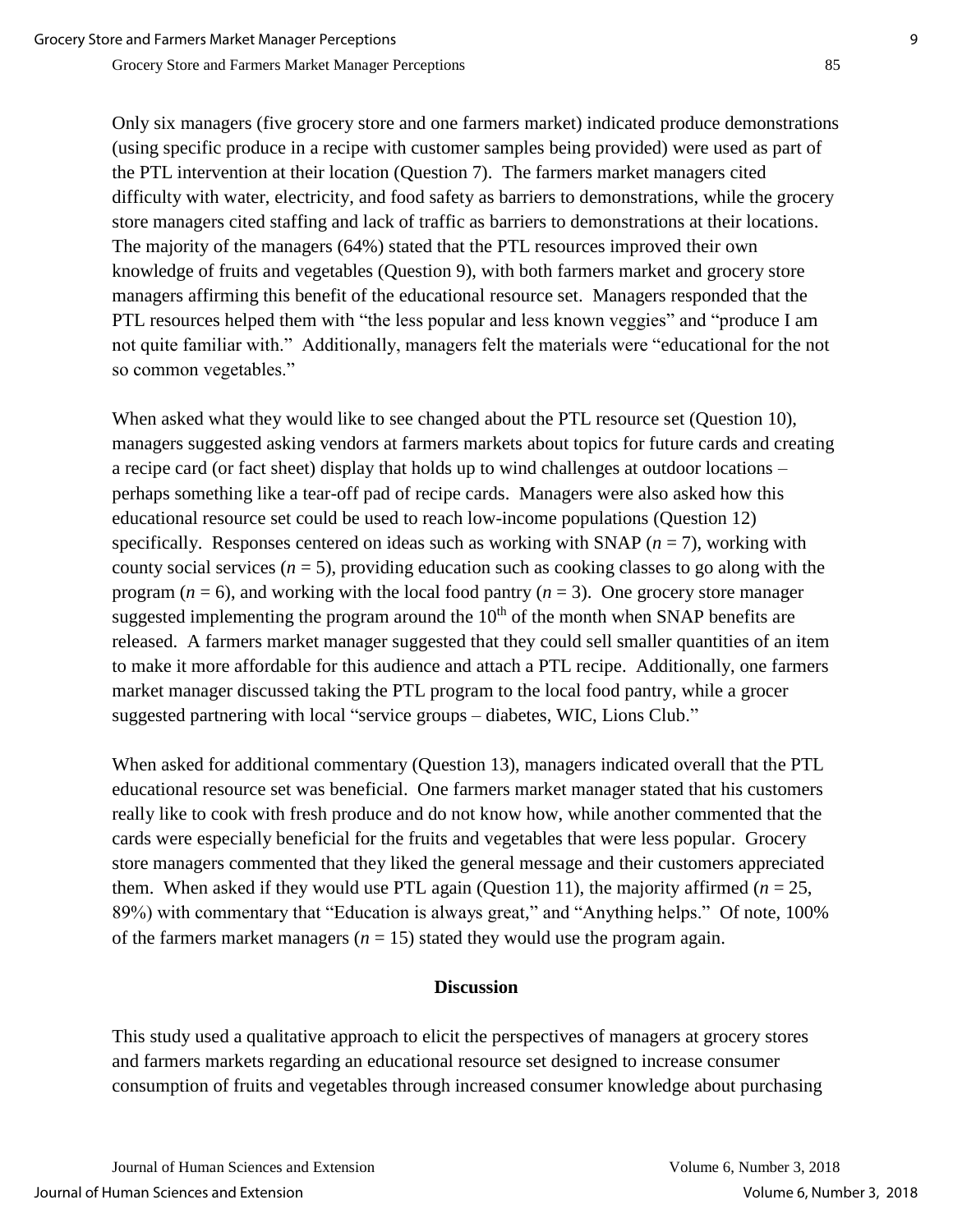Only six managers (five grocery store and one farmers market) indicated produce demonstrations (using specific produce in a recipe with customer samples being provided) were used as part of the PTL intervention at their location (Question 7). The farmers market managers cited difficulty with water, electricity, and food safety as barriers to demonstrations, while the grocery store managers cited staffing and lack of traffic as barriers to demonstrations at their locations. The majority of the managers (64%) stated that the PTL resources improved their own knowledge of fruits and vegetables (Question 9), with both farmers market and grocery store managers affirming this benefit of the educational resource set. Managers responded that the PTL resources helped them with "the less popular and less known veggies" and "produce I am not quite familiar with." Additionally, managers felt the materials were "educational for the not so common vegetables."

When asked what they would like to see changed about the PTL resource set (Question 10), managers suggested asking vendors at farmers markets about topics for future cards and creating a recipe card (or fact sheet) display that holds up to wind challenges at outdoor locations – perhaps something like a tear-off pad of recipe cards. Managers were also asked how this educational resource set could be used to reach low-income populations (Question 12) specifically. Responses centered on ideas such as working with SNAP ($n$ = 7), working with county social services ($n$ = 5), providing education such as cooking classes to go along with the program ($n$ = 6), and working with the local food pantry ($n$ = 3). One grocery store manager suggested implementing the program around the 10th of the month when SNAP benefits are released. A farmers market manager suggested that they could sell smaller quantities of an item to make it more affordable for this audience and attach a PTL recipe. Additionally, one farmers market manager discussed taking the PTL program to the local food pantry, while a grocer suggested partnering with local "service groups – diabetes, WIC, Lions Club."

When asked for additional commentary (Question 13), managers indicated overall that the PTL educational resource set was beneficial. One farmers market manager stated that his customers really like to cook with fresh produce and do not know how, while another commented that the cards were especially beneficial for the fruits and vegetables that were less popular. Grocery store managers commented that they liked the general message and their customers appreciated them. When asked if they would use PTL again (Question 11), the majority affirmed ($n$ = 25, 89%) with commentary that "Education is always great," and "Anything helps." Of note, 100% of the farmers market managers ($n$ = 15) stated they would use the program again.

## Discussion

This study used a qualitative approach to elicit the perspectives of managers at grocery stores and farmers markets regarding an educational resource set designed to increase consumer consumption of fruits and vegetables through increased consumer knowledge about purchasing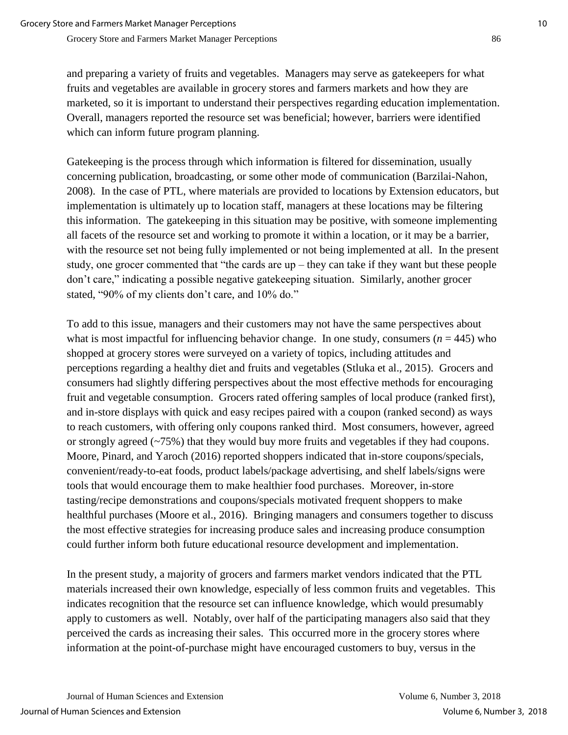and preparing a variety of fruits and vegetables. Managers may serve as gatekeepers for what fruits and vegetables are available in grocery stores and farmers markets and how they are marketed, so it is important to understand their perspectives regarding education implementation. Overall, managers reported the resource set was beneficial; however, barriers were identified which can inform future program planning.

Gatekeeping is the process through which information is filtered for dissemination, usually concerning publication, broadcasting, or some other mode of communication (Barzilai-Nahon, 2008). In the case of PTL, where materials are provided to locations by Extension educators, but implementation is ultimately up to location staff, managers at these locations may be filtering this information. The gatekeeping in this situation may be positive, with someone implementing all facets of the resource set and working to promote it within a location, or it may be a barrier, with the resource set not being fully implemented or not being implemented at all. In the present study, one grocer commented that "the cards are up – they can take if they want but these people don't care," indicating a possible negative gatekeeping situation. Similarly, another grocer stated, "90% of my clients don't care, and 10% do."

To add to this issue, managers and their customers may not have the same perspectives about what is most impactful for influencing behavior change. In one study, consumers ($n$ = 445) who shopped at grocery stores were surveyed on a variety of topics, including attitudes and perceptions regarding a healthy diet and fruits and vegetables (Stluka et al., 2015). Grocers and consumers had slightly differing perspectives about the most effective methods for encouraging fruit and vegetable consumption. Grocers rated offering samples of local produce (ranked first), and in-store displays with quick and easy recipes paired with a coupon (ranked second) as ways to reach customers, with offering only coupons ranked third. Most consumers, however, agreed or strongly agreed (~75%) that they would buy more fruits and vegetables if they had coupons. Moore, Pinard, and Yaroch (2016) reported shoppers indicated that in-store coupons/specials, convenient/ready-to-eat foods, product labels/package advertising, and shelf labels/signs were tools that would encourage them to make healthier food purchases. Moreover, in-store tasting/recipe demonstrations and coupons/specials motivated frequent shoppers to make healthful purchases (Moore et al., 2016). Bringing managers and consumers together to discuss the most effective strategies for increasing produce sales and increasing produce consumption could further inform both future educational resource development and implementation.

In the present study, a majority of grocers and farmers market vendors indicated that the PTL materials increased their own knowledge, especially of less common fruits and vegetables. This indicates recognition that the resource set can influence knowledge, which would presumably apply to customers as well. Notably, over half of the participating managers also said that they perceived the cards as increasing their sales. This occurred more in the grocery stores where information at the point-of-purchase might have encouraged customers to buy, versus in the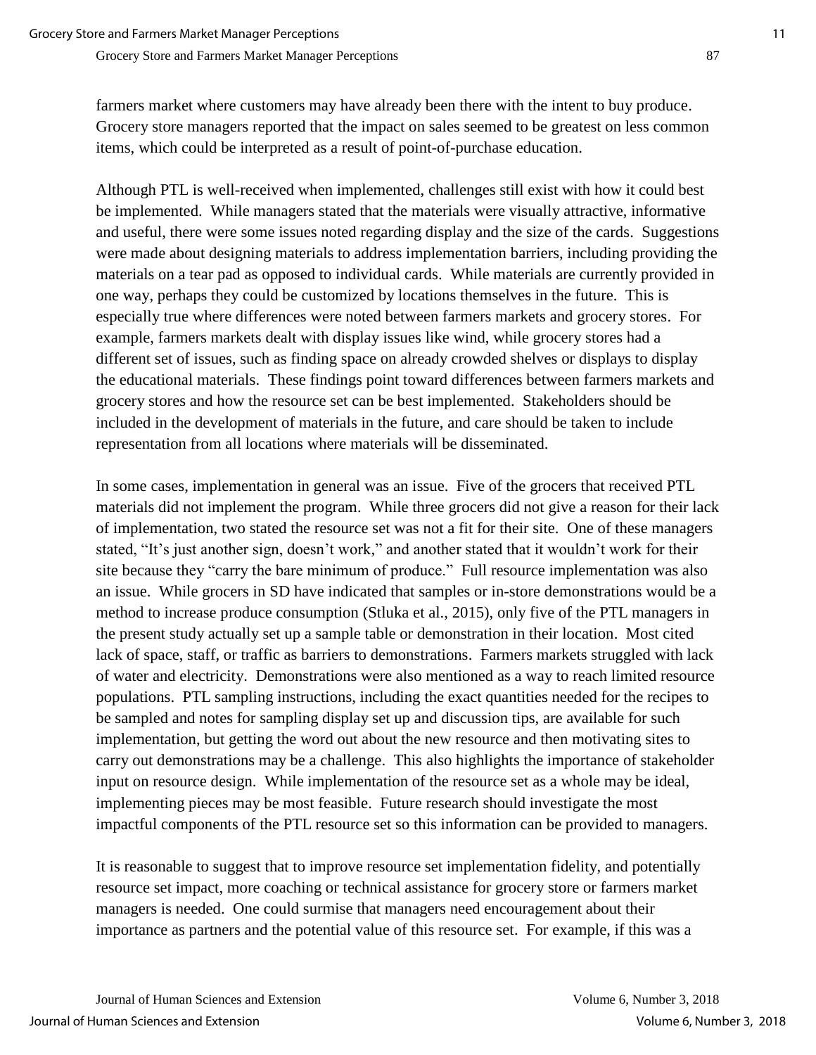farmers market where customers may have already been there with the intent to buy produce. Grocery store managers reported that the impact on sales seemed to be greatest on less common items, which could be interpreted as a result of point-of-purchase education.

Although PTL is well-received when implemented, challenges still exist with how it could best be implemented. While managers stated that the materials were visually attractive, informative and useful, there were some issues noted regarding display and the size of the cards. Suggestions were made about designing materials to address implementation barriers, including providing the materials on a tear pad as opposed to individual cards. While materials are currently provided in one way, perhaps they could be customized by locations themselves in the future. This is especially true where differences were noted between farmers markets and grocery stores. For example, farmers markets dealt with display issues like wind, while grocery stores had a different set of issues, such as finding space on already crowded shelves or displays to display the educational materials. These findings point toward differences between farmers markets and grocery stores and how the resource set can be best implemented. Stakeholders should be included in the development of materials in the future, and care should be taken to include representation from all locations where materials will be disseminated.

In some cases, implementation in general was an issue. Five of the grocers that received PTL materials did not implement the program. While three grocers did not give a reason for their lack of implementation, two stated the resource set was not a fit for their site. One of these managers stated, "It's just another sign, doesn't work," and another stated that it wouldn't work for their site because they "carry the bare minimum of produce." Full resource implementation was also an issue. While grocers in SD have indicated that samples or in-store demonstrations would be a method to increase produce consumption (Stluka et al., 2015), only five of the PTL managers in the present study actually set up a sample table or demonstration in their location. Most cited lack of space, staff, or traffic as barriers to demonstrations. Farmers markets struggled with lack of water and electricity. Demonstrations were also mentioned as a way to reach limited resource populations. PTL sampling instructions, including the exact quantities needed for the recipes to be sampled and notes for sampling display set up and discussion tips, are available for such implementation, but getting the word out about the new resource and then motivating sites to carry out demonstrations may be a challenge. This also highlights the importance of stakeholder input on resource design. While implementation of the resource set as a whole may be ideal, implementing pieces may be most feasible. Future research should investigate the most impactful components of the PTL resource set so this information can be provided to managers.

It is reasonable to suggest that to improve resource set implementation fidelity, and potentially resource set impact, more coaching or technical assistance for grocery store or farmers market managers is needed. One could surmise that managers need encouragement about their importance as partners and the potential value of this resource set. For example, if this was a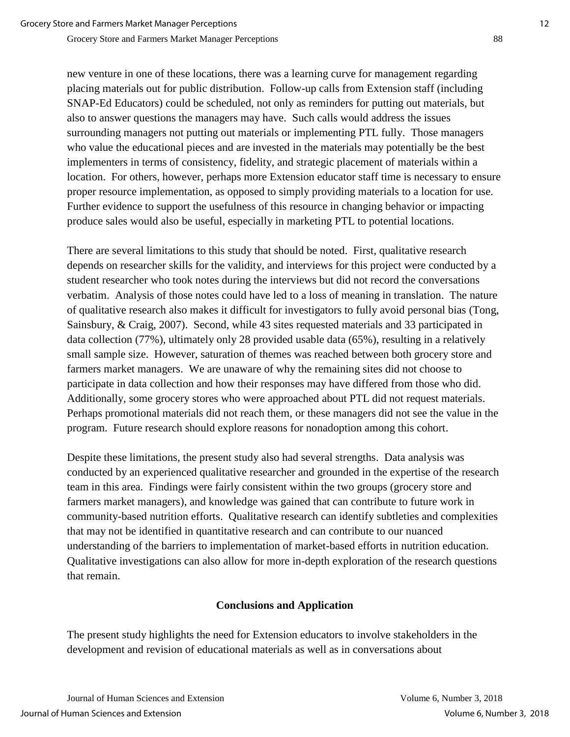new venture in one of these locations, there was a learning curve for management regarding placing materials out for public distribution. Follow-up calls from Extension staff (including SNAP-Ed Educators) could be scheduled, not only as reminders for putting out materials, but also to answer questions the managers may have. Such calls would address the issues surrounding managers not putting out materials or implementing PTL fully. Those managers who value the educational pieces and are invested in the materials may potentially be the best implementers in terms of consistency, fidelity, and strategic placement of materials within a location. For others, however, perhaps more Extension educator staff time is necessary to ensure proper resource implementation, as opposed to simply providing materials to a location for use. Further evidence to support the usefulness of this resource in changing behavior or impacting produce sales would also be useful, especially in marketing PTL to potential locations.

There are several limitations to this study that should be noted. First, qualitative research depends on researcher skills for the validity, and interviews for this project were conducted by a student researcher who took notes during the interviews but did not record the conversations verbatim. Analysis of those notes could have led to a loss of meaning in translation. The nature of qualitative research also makes it difficult for investigators to fully avoid personal bias (Tong, Sainsbury, & Craig, 2007). Second, while 43 sites requested materials and 33 participated in data collection (77%), ultimately only 28 provided usable data (65%), resulting in a relatively small sample size. However, saturation of themes was reached between both grocery store and farmers market managers. We are unaware of why the remaining sites did not choose to participate in data collection and how their responses may have differed from those who did. Additionally, some grocery stores who were approached about PTL did not request materials. Perhaps promotional materials did not reach them, or these managers did not see the value in the program. Future research should explore reasons for nonadoption among this cohort.

Despite these limitations, the present study also had several strengths. Data analysis was conducted by an experienced qualitative researcher and grounded in the expertise of the research team in this area. Findings were fairly consistent within the two groups (grocery store and farmers market managers), and knowledge was gained that can contribute to future work in community-based nutrition efforts. Qualitative research can identify subtleties and complexities that may not be identified in quantitative research and can contribute to our nuanced understanding of the barriers to implementation of market-based efforts in nutrition education. Qualitative investigations can also allow for more in-depth exploration of the research questions that remain.

## Conclusions and Application

The present study highlights the need for Extension educators to involve stakeholders in the development and revision of educational materials as well as in conversations about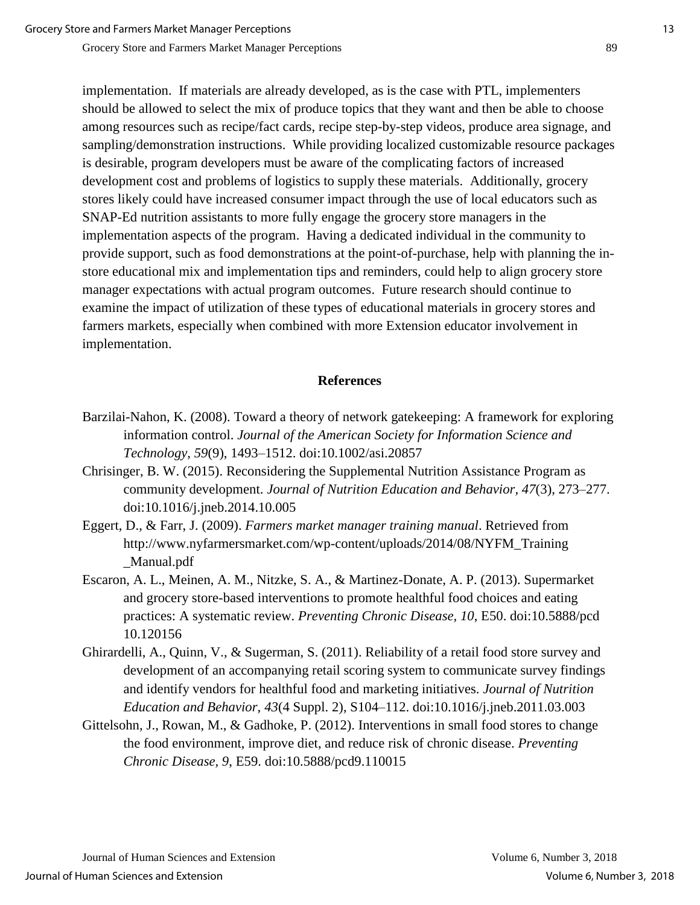implementation. If materials are already developed, as is the case with PTL, implementers should be allowed to select the mix of produce topics that they want and then be able to choose among resources such as recipe/fact cards, recipe step-by-step videos, produce area signage, and sampling/demonstration instructions. While providing localized customizable resource packages is desirable, program developers must be aware of the complicating factors of increased development cost and problems of logistics to supply these materials. Additionally, grocery stores likely could have increased consumer impact through the use of local educators such as SNAP-Ed nutrition assistants to more fully engage the grocery store managers in the implementation aspects of the program. Having a dedicated individual in the community to provide support, such as food demonstrations at the point-of-purchase, help with planning the in-store educational mix and implementation tips and reminders, could help to align grocery store manager expectations with actual program outcomes. Future research should continue to examine the impact of utilization of these types of educational materials in grocery stores and farmers markets, especially when combined with more Extension educator involvement in implementation.

## References

Barzilai-Nahon, K. (2008). Toward a theory of network gatekeeping: A framework for exploring information control. *Journal of the American Society for Information Science and Technology, 59*(9), 1493–1512. doi:10.1002/asi.20857

Chrisinger, B. W. (2015). Reconsidering the Supplemental Nutrition Assistance Program as community development. *Journal of Nutrition Education and Behavior, 47*(3), 273–277. doi:10.1016/j.jneb.2014.10.005

Eggert, D., & Farr, J. (2009). *Farmers market manager training manual*. Retrieved from http://www.nyfarmersmarket.com/wp-content/uploads/2014/08/NYFM_Training_Manual.pdf

Escaron, A. L., Meinen, A. M., Nitzke, S. A., & Martinez-Donate, A. P. (2013). Supermarket and grocery store-based interventions to promote healthful food choices and eating practices: A systematic review. *Preventing Chronic Disease, 10*, E50. doi:10.5888/pcd10.120156

Ghirardelli, A., Quinn, V., & Sugerman, S. (2011). Reliability of a retail food store survey and development of an accompanying retail scoring system to communicate survey findings and identify vendors for healthful food and marketing initiatives. *Journal of Nutrition Education and Behavior, 43*(4 Suppl. 2), S104–112. doi:10.1016/j.jneb.2011.03.003

Gittelsohn, J., Rowan, M., & Gadhoke, P. (2012). Interventions in small food stores to change the food environment, improve diet, and reduce risk of chronic disease. *Preventing Chronic Disease, 9*, E59. doi:10.5888/pcd9.110015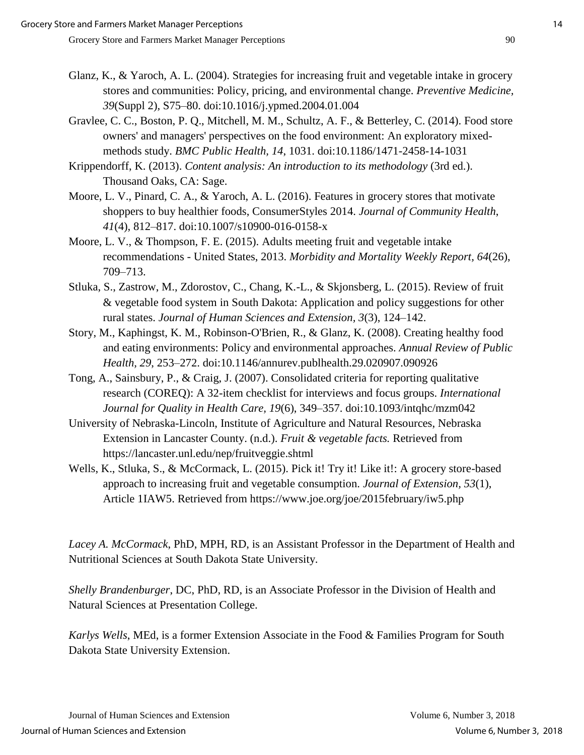Glanz, K., & Yaroch, A. L. (2004). Strategies for increasing fruit and vegetable intake in grocery stores and communities: Policy, pricing, and environmental change. *Preventive Medicine, 39*(Suppl 2), S75–80. doi:10.1016/j.ypmed.2004.01.004

Gravlee, C. C., Boston, P. Q., Mitchell, M. M., Schultz, A. F., & Betterley, C. (2014). Food store owners' and managers' perspectives on the food environment: An exploratory mixed-methods study. *BMC Public Health, 14*, 1031. doi:10.1186/1471-2458-14-1031

Krippendorff, K. (2013). *Content analysis: An introduction to its methodology* (3rd ed.). Thousand Oaks, CA: Sage.

Moore, L. V., Pinard, C. A., & Yaroch, A. L. (2016). Features in grocery stores that motivate shoppers to buy healthier foods, ConsumerStyles 2014. *Journal of Community Health*, *41*(4), 812–817. doi:10.1007/s10900-016-0158-x

Moore, L. V., & Thompson, F. E. (2015). Adults meeting fruit and vegetable intake recommendations - United States, 2013. *Morbidity and Mortality Weekly Report, 64*(26), 709–713.

Stluka, S., Zastrow, M., Zdorostov, C., Chang, K.-L., & Skjonsberg, L. (2015). Review of fruit & vegetable food system in South Dakota: Application and policy suggestions for other rural states. *Journal of Human Sciences and Extension, 3*(3), 124–142.

Story, M., Kaphingst, K. M., Robinson-O'Brien, R., & Glanz, K. (2008). Creating healthy food and eating environments: Policy and environmental approaches. *Annual Review of Public Health, 29,* 253–272. doi:10.1146/annurev.publhealth.29.020907.090926

Tong, A., Sainsbury, P., & Craig, J. (2007). Consolidated criteria for reporting qualitative research (COREQ): A 32-item checklist for interviews and focus groups. *International Journal for Quality in Health Care, 19*(6), 349–357. doi:10.1093/intqhc/mzm042

University of Nebraska-Lincoln, Institute of Agriculture and Natural Resources, Nebraska Extension in Lancaster County. (n.d.). *Fruit & vegetable facts.* Retrieved from https://lancaster.unl.edu/nep/fruitveggie.shtml

Wells, K., Stluka, S., & McCormack, L. (2015). Pick it! Try it! Like it!: A grocery store-based approach to increasing fruit and vegetable consumption. *Journal of Extension, 53*(1), Article 1IAW5. Retrieved from https://www.joe.org/joe/2015february/iw5.php

*Lacey A. McCormack*, PhD, MPH, RD, is an Assistant Professor in the Department of Health and Nutritional Sciences at South Dakota State University.

*Shelly Brandenburger*, DC, PhD, RD, is an Associate Professor in the Division of Health and Natural Sciences at Presentation College.

*Karlys Wells*, MEd, is a former Extension Associate in the Food & Families Program for South Dakota State University Extension.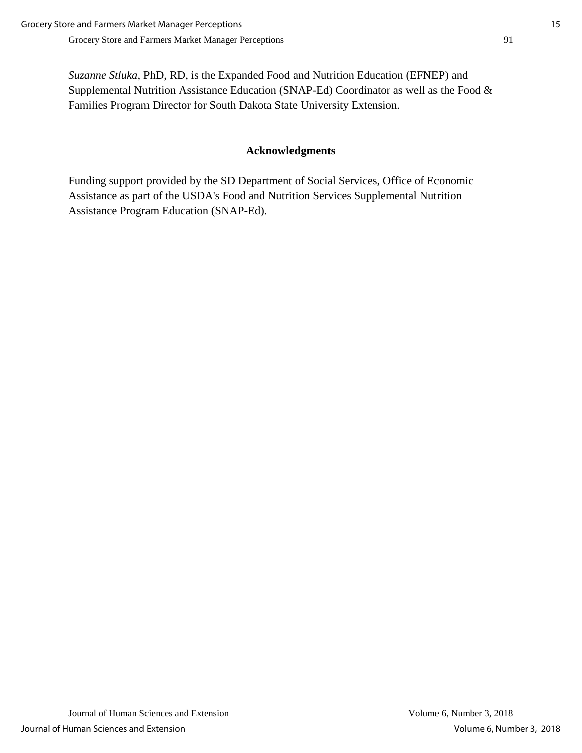*Suzanne Stluka*, PhD, RD, is the Expanded Food and Nutrition Education (EFNEP) and Supplemental Nutrition Assistance Education (SNAP-Ed) Coordinator as well as the Food & Families Program Director for South Dakota State University Extension.

## Acknowledgments

Funding support provided by the SD Department of Social Services, Office of Economic Assistance as part of the USDA's Food and Nutrition Services Supplemental Nutrition Assistance Program Education (SNAP-Ed).